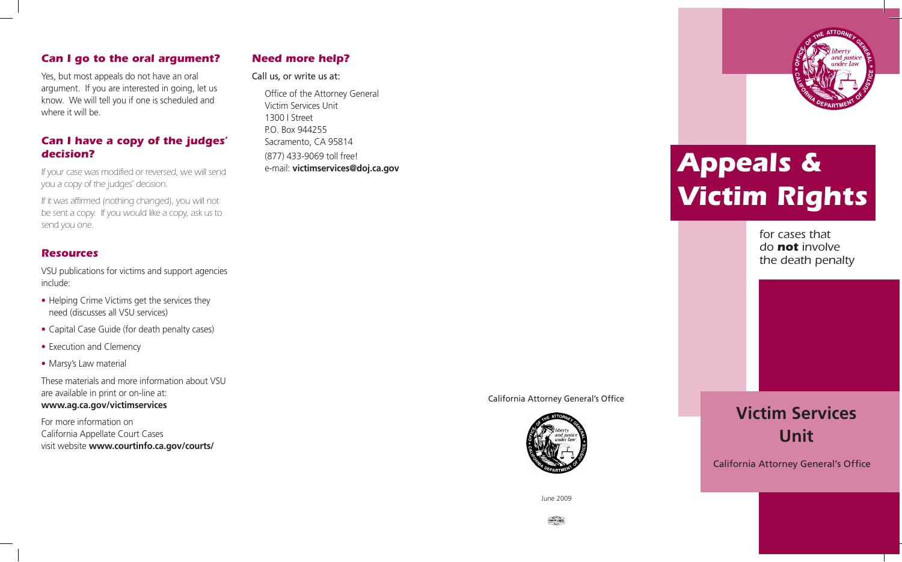### Can I go to the oral argument?

Yes, but most appeals do not have an oral argument. If you are interested in going, let us know. We will tell you if one is scheduled and where it will be.

### Can I have a copy of the judges' decision?

If your case was modified or reversed, we will send you a copy of the judges' decision.

If it was affirmed (nothing changed), you will not be sent a copy. If you would like a copy, ask us to send you one.

### Resources

VSU publications for victims and support agencies include:

- Helping Crime Victims get the services they need (discusses all VSU services)
- Capital Case Guide (for death penalty cases)
- Execution and Clemency
- Marsy's Law material

These materials and more information about VSU are available in print or on-line at:
**www.ag.ca.gov/victimservices**

For more information on California Appellate Court Cases visit website **www.courtinfo.ca.gov/courts/**

### Need more help?

Call us, or write us at:

Office of the Attorney General
Victim Services Unit
1300 I Street
P.O. Box 944255
Sacramento, CA 95814
(877) 433-9069 toll free!
e-mail: **victimservices@doj.ca.gov**

California Attorney General's Office

June 2009

# Appeals & Victim Rights

*for cases that do **not** involve the death penalty*

## Victim Services Unit

California Attorney General's Office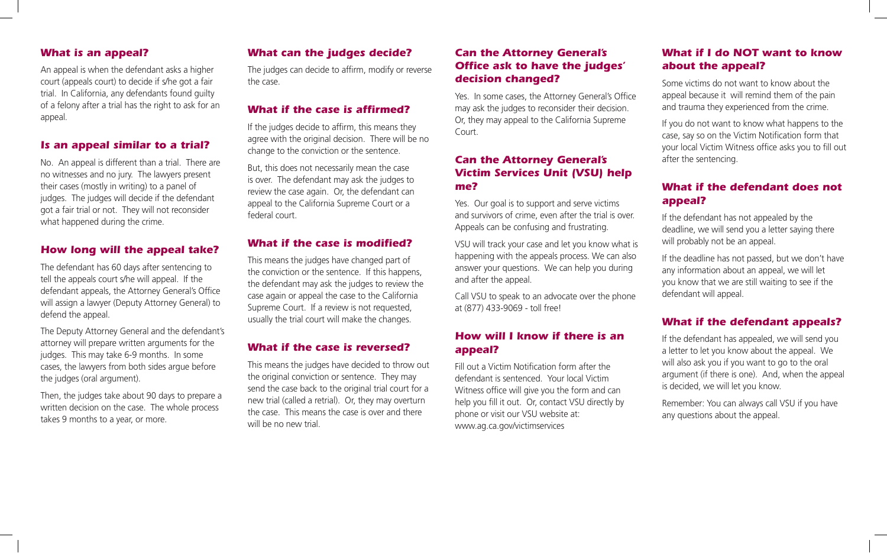### What is an appeal?

An appeal is when the defendant asks a higher court (appeals court) to decide if s/he got a fair trial. In California, any defendants found guilty of a felony after a trial has the right to ask for an appeal.

### Is an appeal similar to a trial?

No. An appeal is different than a trial. There are no witnesses and no jury. The lawyers present their cases (mostly in writing) to a panel of judges. The judges will decide if the defendant got a fair trial or not. They will not reconsider what happened during the crime.

### How long will the appeal take?

The defendant has 60 days after sentencing to tell the appeals court s/he will appeal. If the defendant appeals, the Attorney General's Office will assign a lawyer (Deputy Attorney General) to defend the appeal.

The Deputy Attorney General and the defendant's attorney will prepare written arguments for the judges. This may take 6-9 months. In some cases, the lawyers from both sides argue before the judges (oral argument).

Then, the judges take about 90 days to prepare a written decision on the case. The whole process takes 9 months to a year, or more.

### What can the judges decide?

The judges can decide to affirm, modify or reverse the case.

### What if the case is affirmed?

If the judges decide to affirm, this means they agree with the original decision. There will be no change to the conviction or the sentence.

But, this does not necessarily mean the case is over. The defendant may ask the judges to review the case again. Or, the defendant can appeal to the California Supreme Court or a federal court.

### What if the case is modified?

This means the judges have changed part of the conviction or the sentence. If this happens, the defendant may ask the judges to review the case again or appeal the case to the California Supreme Court. If a review is not requested, usually the trial court will make the changes.

### What if the case is reversed?

This means the judges have decided to throw out the original conviction or sentence. They may send the case back to the original trial court for a new trial (called a retrial). Or, they may overturn the case. This means the case is over and there will be no new trial.

### Can the Attorney General's Office ask to have the judges' decision changed?

Yes. In some cases, the Attorney General's Office may ask the judges to reconsider their decision. Or, they may appeal to the California Supreme Court.

### Can the Attorney General's Victim Services Unit (VSU) help me?

Yes. Our goal is to support and serve victims and survivors of crime, even after the trial is over. Appeals can be confusing and frustrating.

VSU will track your case and let you know what is happening with the appeals process. We can also answer your questions. We can help you during and after the appeal.

Call VSU to speak to an advocate over the phone at (877) 433-9069 - toll free!

### How will I know if there is an appeal?

Fill out a Victim Notification form after the defendant is sentenced. Your local Victim Witness office will give you the form and can help you fill it out. Or, contact VSU directly by phone or visit our VSU website at: www.ag.ca.gov/victimservices

### What if I do NOT want to know about the appeal?

Some victims do not want to know about the appeal because it will remind them of the pain and trauma they experienced from the crime.

If you do not want to know what happens to the case, say so on the Victim Notification form that your local Victim Witness office asks you to fill out after the sentencing.

### What if the defendant does not appeal?

If the defendant has not appealed by the deadline, we will send you a letter saying there will probably not be an appeal.

If the deadline has not passed, but we don't have any information about an appeal, we will let you know that we are still waiting to see if the defendant will appeal.

### What if the defendant appeals?

If the defendant has appealed, we will send you a letter to let you know about the appeal. We will also ask you if you want to go to the oral argument (if there is one). And, when the appeal is decided, we will let you know.

Remember: You can always call VSU if you have any questions about the appeal.